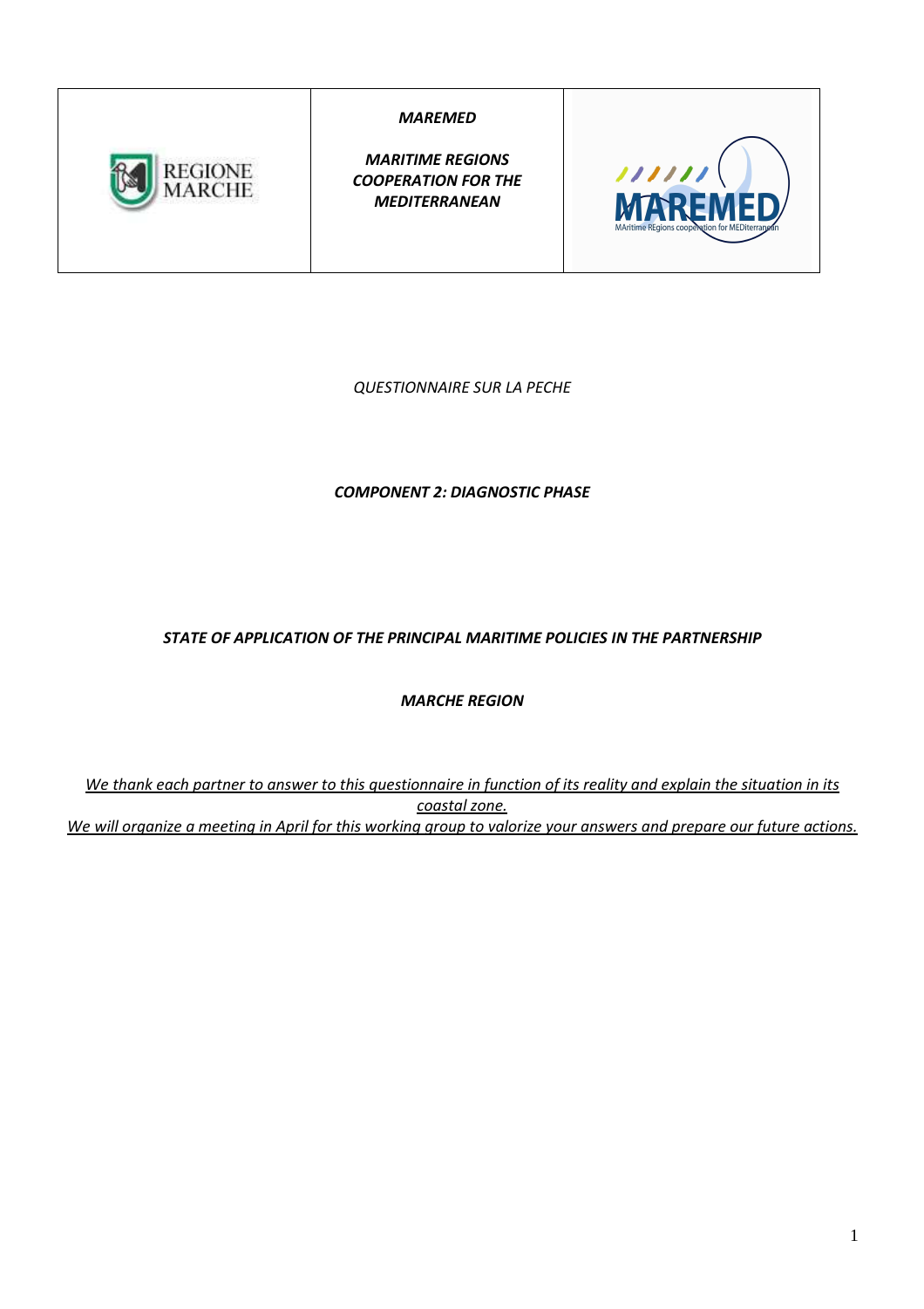| REGIONE MARCHE | ***MAREMED*** <br><br> ***MARITIME REGIONS COOPERATION FOR THE MEDITERRANEAN*** | MAREMED <br> MAritime REgions cooperation for MEDiterranean |
|---|---|---|

*QUESTIONNAIRE SUR LA PECHE*

***COMPONENT 2: DIAGNOSTIC PHASE***

***STATE OF APPLICATION OF THE PRINCIPAL MARITIME POLICIES IN THE PARTNERSHIP***

***MARCHE REGION***

*We thank each partner to answer to this questionnaire in function of its reality and explain the situation in its coastal zone.*
*We will organize a meeting in April for this working group to valorize your answers and prepare our future actions.*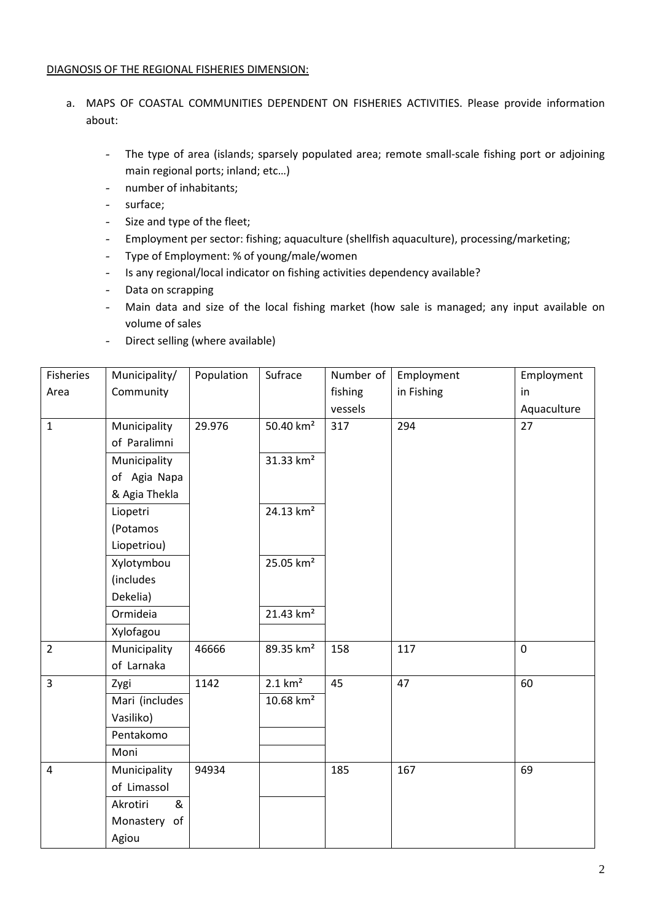DIAGNOSIS OF THE REGIONAL FISHERIES DIMENSION:

a. MAPS OF COASTAL COMMUNITIES DEPENDENT ON FISHERIES ACTIVITIES. Please provide information about:

- The type of area (islands; sparsely populated area; remote small-scale fishing port or adjoining main regional ports; inland; etc…)
- number of inhabitants;
- surface;
- Size and type of the fleet;
- Employment per sector: fishing; aquaculture (shellfish aquaculture), processing/marketing;
- Type of Employment: % of young/male/women
- Is any regional/local indicator on fishing activities dependency available?
- Data on scrapping
- Main data and size of the local fishing market (how sale is managed; any input available on volume of sales
- Direct selling (where available)

| Fisheries Area | Municipality/ Community | Population | Sufrace | Number of fishing vessels | Employment in Fishing | Employment in Aquaculture |
|---|---|---|---|---|---|---|
| 1 | Municipality of Paralimni | 29.976 | 50.40 km² | 317 | 294 | 27 |
| | Municipality of Agia Napa & Agia Thekla | | 31.33 km² | | | |
| | Liopetri (Potamos Liopetriou) | | 24.13 km² | | | |
| | Xylotymbou (includes Dekelia) | | 25.05 km² | | | |
| | Ormideia | | 21.43 km² | | | |
| | Xylofagou | | | | | |
| 2 | Municipality of Larnaka | 46666 | 89.35 km² | 158 | 117 | 0 |
| 3 | Zygi | 1142 | 2.1 km² | 45 | 47 | 60 |
| | Mari (includes Vasiliko) | | 10.68 km² | | | |
| | Pentakomo | | | | | |
| | Moni | | | | | |
| 4 | Municipality of Limassol | 94934 | | 185 | 167 | 69 |
| | Akrotiri & Monastery of Agiou | | | | | |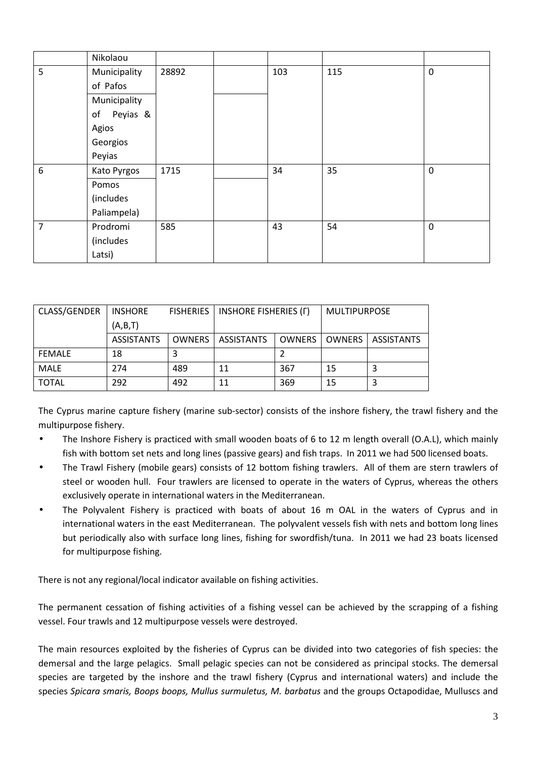|   | Nikolaou |   |   |   |   |   |
|---|---|---|---|---|---|---|
| 5 | Municipality of Pafos | 28892 |   | 103 | 115 | 0 |
|   | Municipality of Peyias & Agios Georgios Peyias |   |   |   |   |   |
| 6 | Kato Pyrgos | 1715 |   | 34 | 35 | 0 |
|   | Pomos (includes Paliampela) |   |   |   |   |   |
| 7 | Prodromi (includes Latsi) | 585 |   | 43 | 54 | 0 |

| CLASS/GENDER | INSHORE FISHERIES (A,B,T) |   | INSHORE FISHERIES (Γ) |   | MULTIPURPOSE |   |
|---|---|---|---|---|---|---|
|   | ASSISTANTS | OWNERS | ASSISTANTS | OWNERS | OWNERS | ASSISTANTS |
| FEMALE | 18 | 3 |   | 2 |   |   |
| MALE | 274 | 489 | 11 | 367 | 15 | 3 |
| TOTAL | 292 | 492 | 11 | 369 | 15 | 3 |

The Cyprus marine capture fishery (marine sub-sector) consists of the inshore fishery, the trawl fishery and the multipurpose fishery.

- The Inshore Fishery is practiced with small wooden boats of 6 to 12 m length overall (O.A.L), which mainly fish with bottom set nets and long lines (passive gears) and fish traps. In 2011 we had 500 licensed boats.
- The Trawl Fishery (mobile gears) consists of 12 bottom fishing trawlers. All of them are stern trawlers of steel or wooden hull. Four trawlers are licensed to operate in the waters of Cyprus, whereas the others exclusively operate in international waters in the Mediterranean.
- The Polyvalent Fishery is practiced with boats of about 16 m OAL in the waters of Cyprus and in international waters in the east Mediterranean. The polyvalent vessels fish with nets and bottom long lines but periodically also with surface long lines, fishing for swordfish/tuna. In 2011 we had 23 boats licensed for multipurpose fishing.

There is not any regional/local indicator available on fishing activities.

The permanent cessation of fishing activities of a fishing vessel can be achieved by the scrapping of a fishing vessel. Four trawls and 12 multipurpose vessels were destroyed.

The main resources exploited by the fisheries of Cyprus can be divided into two categories of fish species: the demersal and the large pelagics. Small pelagic species can not be considered as principal stocks. The demersal species are targeted by the inshore and the trawl fishery (Cyprus and international waters) and include the species *Spicara smaris, Boops boops, Mullus surmuletus, M. barbatus* and the groups Octapodidae, Mulluscs and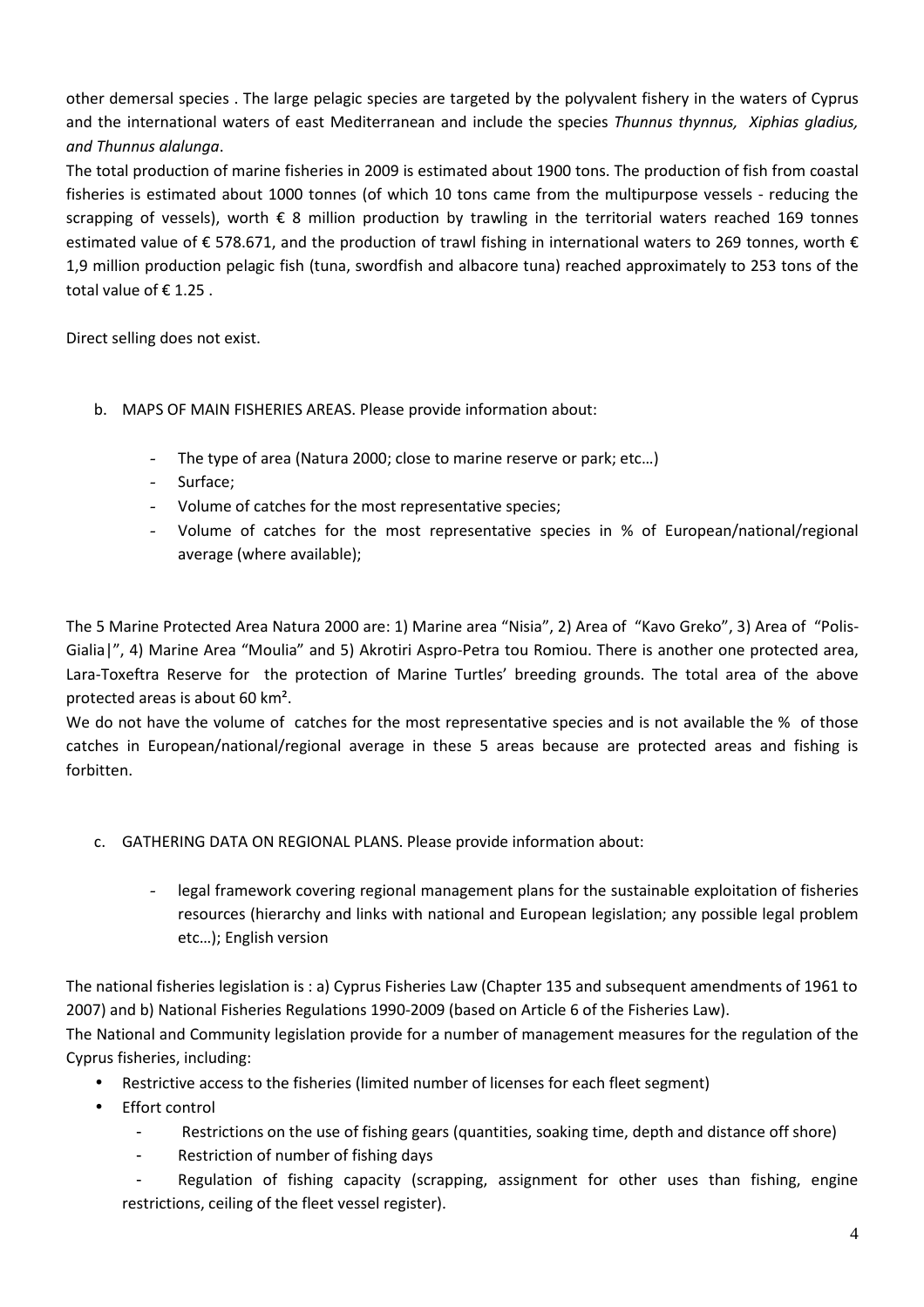other demersal species . The large pelagic species are targeted by the polyvalent fishery in the waters of Cyprus and the international waters of east Mediterranean and include the species *Thunnus thynnus, Xiphias gladius, and Thunnus alalunga*.

The total production of marine fisheries in 2009 is estimated about 1900 tons. The production of fish from coastal fisheries is estimated about 1000 tonnes (of which 10 tons came from the multipurpose vessels - reducing the scrapping of vessels), worth € 8 million production by trawling in the territorial waters reached 169 tonnes estimated value of € 578.671, and the production of trawl fishing in international waters to 269 tonnes, worth € 1,9 million production pelagic fish (tuna, swordfish and albacore tuna) reached approximately to 253 tons of the total value of € 1.25 .

Direct selling does not exist.

b. MAPS OF MAIN FISHERIES AREAS. Please provide information about:

- The type of area (Natura 2000; close to marine reserve or park; etc…)
- Surface;
- Volume of catches for the most representative species;
- Volume of catches for the most representative species in % of European/national/regional average (where available);

The 5 Marine Protected Area Natura 2000 are: 1) Marine area "Nisia", 2) Area of "Kavo Greko", 3) Area of "Polis-Gialia|", 4) Marine Area "Moulia" and 5) Akrotiri Aspro-Petra tou Romiou. There is another one protected area, Lara-Toxeftra Reserve for the protection of Marine Turtles' breeding grounds. The total area of the above protected areas is about 60 km².

We do not have the volume of catches for the most representative species and is not available the % of those catches in European/national/regional average in these 5 areas because are protected areas and fishing is forbitten.

c. GATHERING DATA ON REGIONAL PLANS. Please provide information about:

- legal framework covering regional management plans for the sustainable exploitation of fisheries resources (hierarchy and links with national and European legislation; any possible legal problem etc…); English version

The national fisheries legislation is : a) Cyprus Fisheries Law (Chapter 135 and subsequent amendments of 1961 to 2007) and b) National Fisheries Regulations 1990-2009 (based on Article 6 of the Fisheries Law).

The National and Community legislation provide for a number of management measures for the regulation of the Cyprus fisheries, including:

- Restrictive access to the fisheries (limited number of licenses for each fleet segment)
- Effort control
  - Restrictions on the use of fishing gears (quantities, soaking time, depth and distance off shore)
  - Restriction of number of fishing days
  - Regulation of fishing capacity (scrapping, assignment for other uses than fishing, engine restrictions, ceiling of the fleet vessel register).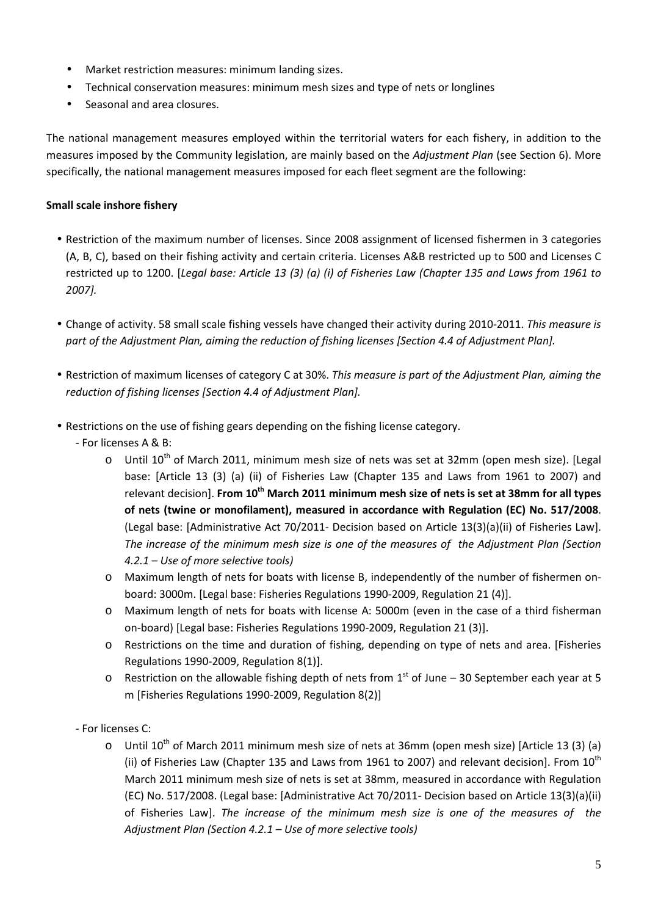- Market restriction measures: minimum landing sizes.
- Technical conservation measures: minimum mesh sizes and type of nets or longlines
- Seasonal and area closures.

The national management measures employed within the territorial waters for each fishery, in addition to the measures imposed by the Community legislation, are mainly based on the *Adjustment Plan* (see Section 6). More specifically, the national management measures imposed for each fleet segment are the following:

**Small scale inshore fishery**

- Restriction of the maximum number of licenses. Since 2008 assignment of licensed fishermen in 3 categories (A, B, C), based on their fishing activity and certain criteria. Licenses A&B restricted up to 500 and Licenses C restricted up to 1200. [*Legal base: Article 13 (3) (a) (i) of Fisheries Law (Chapter 135 and Laws from 1961 to 2007].*

- Change of activity. 58 small scale fishing vessels have changed their activity during 2010-2011. *This measure is part of the Adjustment Plan, aiming the reduction of fishing licenses [Section 4.4 of Adjustment Plan].*

- Restriction of maximum licenses of category C at 30%. *This measure is part of the Adjustment Plan, aiming the reduction of fishing licenses [Section 4.4 of Adjustment Plan].*

- Restrictions on the use of fishing gears depending on the fishing license category.
  - For licenses A & B:
    - Until 10th of March 2011, minimum mesh size of nets was set at 32mm (open mesh size). [Legal base: [Article 13 (3) (a) (ii) of Fisheries Law (Chapter 135 and Laws from 1961 to 2007) and relevant decision]. **From 10th March 2011 minimum mesh size of nets is set at 38mm for all types of nets (twine or monofilament), measured in accordance with Regulation (EC) No. 517/2008**. (Legal base: [Administrative Act 70/2011- Decision based on Article 13(3)(a)(ii) of Fisheries Law]. *The increase of the minimum mesh size is one of the measures of the Adjustment Plan (Section 4.2.1 – Use of more selective tools)*
    - Maximum length of nets for boats with license B, independently of the number of fishermen on-board: 3000m. [Legal base: Fisheries Regulations 1990-2009, Regulation 21 (4)].
    - Maximum length of nets for boats with license A: 5000m (even in the case of a third fisherman on-board) [Legal base: Fisheries Regulations 1990-2009, Regulation 21 (3)].
    - Restrictions on the time and duration of fishing, depending on type of nets and area. [Fisheries Regulations 1990-2009, Regulation 8(1)].
    - Restriction on the allowable fishing depth of nets from 1st of June – 30 September each year at 5 m [Fisheries Regulations 1990-2009, Regulation 8(2)]
  - For licenses C:
    - Until 10th of March 2011 minimum mesh size of nets at 36mm (open mesh size) [Article 13 (3) (a) (ii) of Fisheries Law (Chapter 135 and Laws from 1961 to 2007) and relevant decision]. From 10th March 2011 minimum mesh size of nets is set at 38mm, measured in accordance with Regulation (EC) No. 517/2008. (Legal base: [Administrative Act 70/2011- Decision based on Article 13(3)(a)(ii) of Fisheries Law]. *The increase of the minimum mesh size is one of the measures of the Adjustment Plan (Section 4.2.1 – Use of more selective tools)*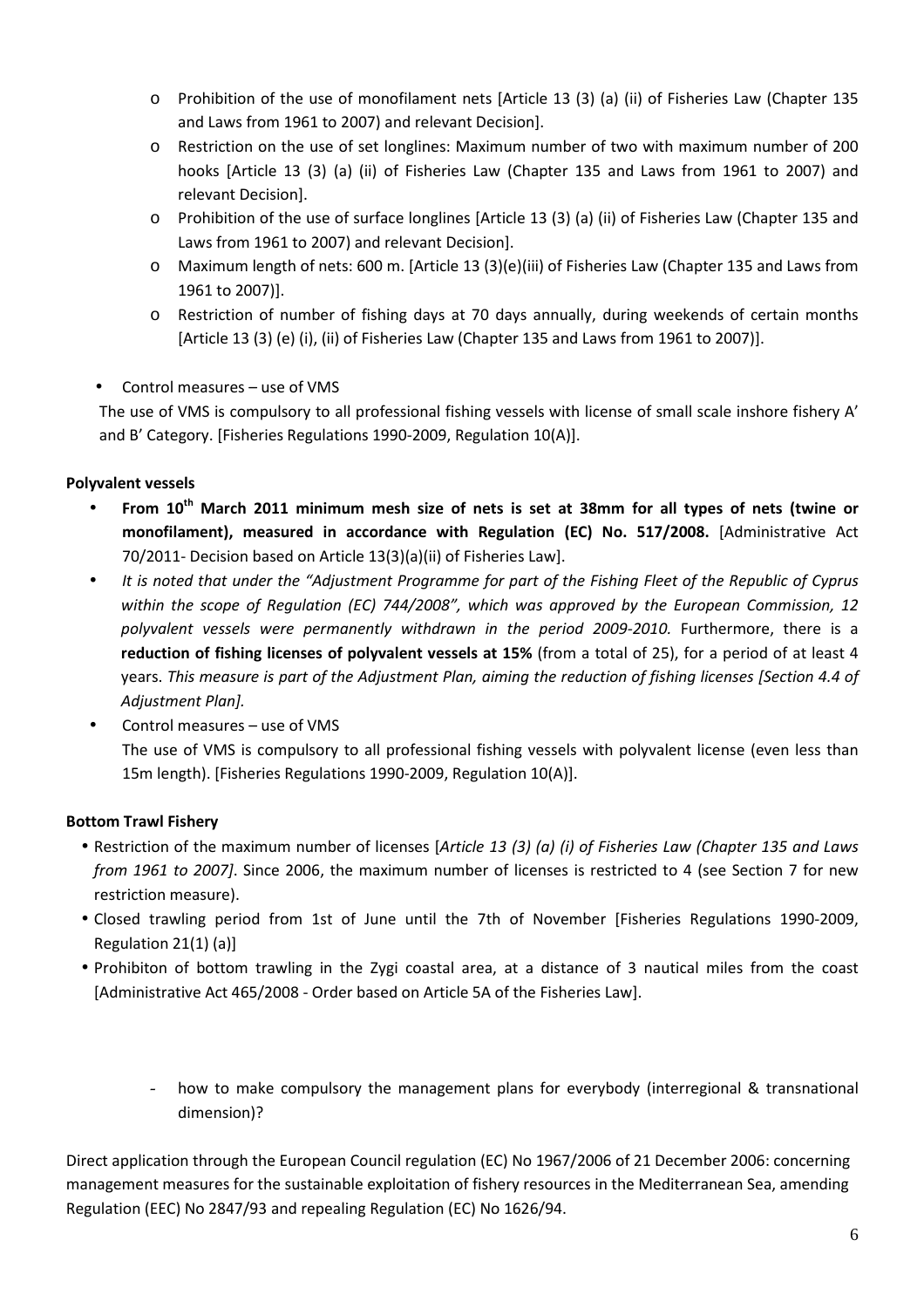- Prohibition of the use of monofilament nets [Article 13 (3) (a) (ii) of Fisheries Law (Chapter 135 and Laws from 1961 to 2007) and relevant Decision].
- Restriction on the use of set longlines: Maximum number of two with maximum number of 200 hooks [Article 13 (3) (a) (ii) of Fisheries Law (Chapter 135 and Laws from 1961 to 2007) and relevant Decision].
- Prohibition of the use of surface longlines [Article 13 (3) (a) (ii) of Fisheries Law (Chapter 135 and Laws from 1961 to 2007) and relevant Decision].
- Maximum length of nets: 600 m. [Article 13 (3)(e)(iii) of Fisheries Law (Chapter 135 and Laws from 1961 to 2007)].
- Restriction of number of fishing days at 70 days annually, during weekends of certain months [Article 13 (3) (e) (i), (ii) of Fisheries Law (Chapter 135 and Laws from 1961 to 2007)].

- Control measures – use of VMS

  The use of VMS is compulsory to all professional fishing vessels with license of small scale inshore fishery A' and B' Category. [Fisheries Regulations 1990-2009, Regulation 10(A)].

**Polyvalent vessels**

- **From 10th March 2011 minimum mesh size of nets is set at 38mm for all types of nets (twine or monofilament), measured in accordance with Regulation (EC) No. 517/2008.** [Administrative Act 70/2011- Decision based on Article 13(3)(a)(ii) of Fisheries Law].
- *It is noted that under the "Adjustment Programme for part of the Fishing Fleet of the Republic of Cyprus within the scope of Regulation (EC) 744/2008", which was approved by the European Commission, 12 polyvalent vessels were permanently withdrawn in the period 2009-2010.* Furthermore, there is a **reduction of fishing licenses of polyvalent vessels at 15%** (from a total of 25), for a period of at least 4 years. *This measure is part of the Adjustment Plan, aiming the reduction of fishing licenses [Section 4.4 of Adjustment Plan].*
- Control measures – use of VMS

  The use of VMS is compulsory to all professional fishing vessels with polyvalent license (even less than 15m length). [Fisheries Regulations 1990-2009, Regulation 10(A)].

**Bottom Trawl Fishery**

- Restriction of the maximum number of licenses [*Article 13 (3) (a) (i) of Fisheries Law (Chapter 135 and Laws from 1961 to 2007]*. Since 2006, the maximum number of licenses is restricted to 4 (see Section 7 for new restriction measure).
- Closed trawling period from 1st of June until the 7th of November [Fisheries Regulations 1990-2009, Regulation 21(1) (a)]
- Prohibiton of bottom trawling in the Zygi coastal area, at a distance of 3 nautical miles from the coast [Administrative Act 465/2008 - Order based on Article 5A of the Fisheries Law].

  - how to make compulsory the management plans for everybody (interregional & transnational dimension)?

Direct application through the European Council regulation (EC) No 1967/2006 of 21 December 2006: concerning management measures for the sustainable exploitation of fishery resources in the Mediterranean Sea, amending Regulation (EEC) No 2847/93 and repealing Regulation (EC) No 1626/94.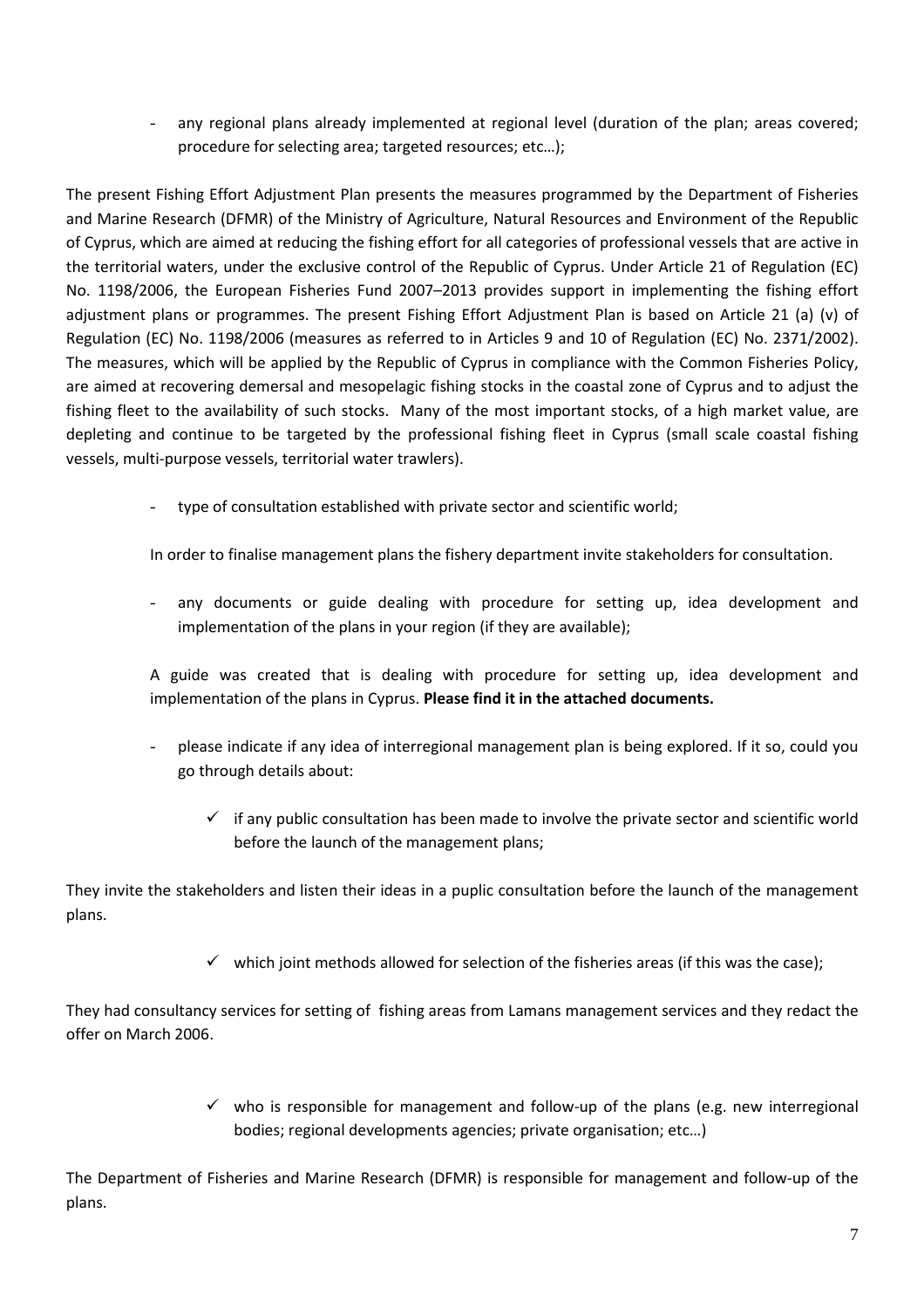- any regional plans already implemented at regional level (duration of the plan; areas covered; procedure for selecting area; targeted resources; etc…);

The present Fishing Effort Adjustment Plan presents the measures programmed by the Department of Fisheries and Marine Research (DFMR) of the Ministry of Agriculture, Natural Resources and Environment of the Republic of Cyprus, which are aimed at reducing the fishing effort for all categories of professional vessels that are active in the territorial waters, under the exclusive control of the Republic of Cyprus. Under Article 21 of Regulation (EC) No. 1198/2006, the European Fisheries Fund 2007–2013 provides support in implementing the fishing effort adjustment plans or programmes. The present Fishing Effort Adjustment Plan is based on Article 21 (a) (v) of Regulation (EC) No. 1198/2006 (measures as referred to in Articles 9 and 10 of Regulation (EC) No. 2371/2002). The measures, which will be applied by the Republic of Cyprus in compliance with the Common Fisheries Policy, are aimed at recovering demersal and mesopelagic fishing stocks in the coastal zone of Cyprus and to adjust the fishing fleet to the availability of such stocks. Many of the most important stocks, of a high market value, are depleting and continue to be targeted by the professional fishing fleet in Cyprus (small scale coastal fishing vessels, multi-purpose vessels, territorial water trawlers).

- type of consultation established with private sector and scientific world;

In order to finalise management plans the fishery department invite stakeholders for consultation.

- any documents or guide dealing with procedure for setting up, idea development and implementation of the plans in your region (if they are available);

A guide was created that is dealing with procedure for setting up, idea development and implementation of the plans in Cyprus. **Please find it in the attached documents.**

- please indicate if any idea of interregional management plan is being explored. If it so, could you go through details about:
  - ✓ if any public consultation has been made to involve the private sector and scientific world before the launch of the management plans;

They invite the stakeholders and listen their ideas in a puplic consultation before the launch of the management plans.

  - ✓ which joint methods allowed for selection of the fisheries areas (if this was the case);

They had consultancy services for setting of fishing areas from Lamans management services and they redact the offer on March 2006.

  - ✓ who is responsible for management and follow-up of the plans (e.g. new interregional bodies; regional developments agencies; private organisation; etc…)

The Department of Fisheries and Marine Research (DFMR) is responsible for management and follow-up of the plans.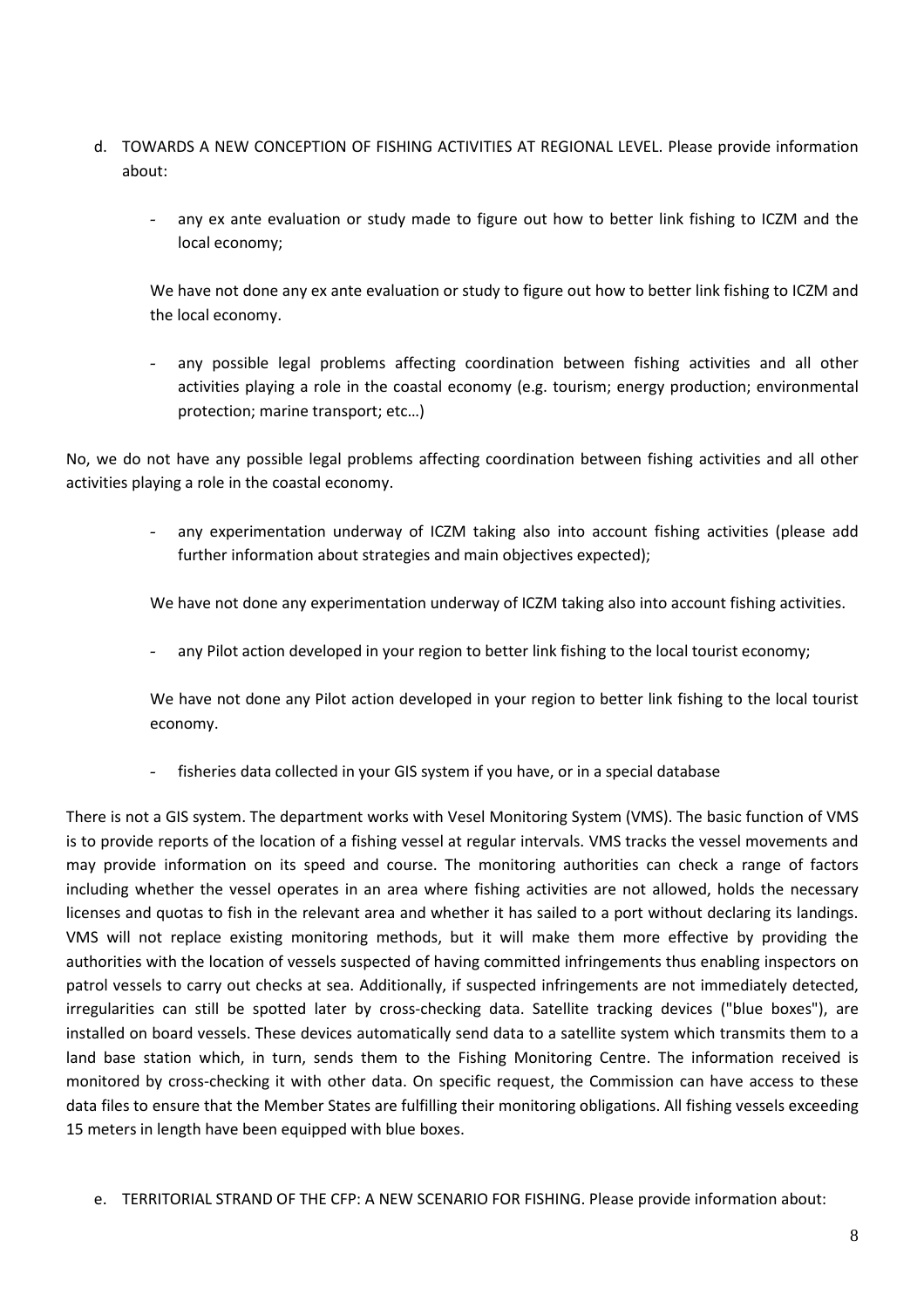d. TOWARDS A NEW CONCEPTION OF FISHING ACTIVITIES AT REGIONAL LEVEL. Please provide information about:

- any ex ante evaluation or study made to figure out how to better link fishing to ICZM and the local economy;

  We have not done any ex ante evaluation or study to figure out how to better link fishing to ICZM and the local economy.

- any possible legal problems affecting coordination between fishing activities and all other activities playing a role in the coastal economy (e.g. tourism; energy production; environmental protection; marine transport; etc…)

No, we do not have any possible legal problems affecting coordination between fishing activities and all other activities playing a role in the coastal economy.

- any experimentation underway of ICZM taking also into account fishing activities (please add further information about strategies and main objectives expected);

  We have not done any experimentation underway of ICZM taking also into account fishing activities.

- any Pilot action developed in your region to better link fishing to the local tourist economy;

  We have not done any Pilot action developed in your region to better link fishing to the local tourist economy.

- fisheries data collected in your GIS system if you have, or in a special database

There is not a GIS system. The department works with Vesel Monitoring System (VMS). The basic function of VMS is to provide reports of the location of a fishing vessel at regular intervals. VMS tracks the vessel movements and may provide information on its speed and course. The monitoring authorities can check a range of factors including whether the vessel operates in an area where fishing activities are not allowed, holds the necessary licenses and quotas to fish in the relevant area and whether it has sailed to a port without declaring its landings. VMS will not replace existing monitoring methods, but it will make them more effective by providing the authorities with the location of vessels suspected of having committed infringements thus enabling inspectors on patrol vessels to carry out checks at sea. Additionally, if suspected infringements are not immediately detected, irregularities can still be spotted later by cross-checking data. Satellite tracking devices ("blue boxes"), are installed on board vessels. These devices automatically send data to a satellite system which transmits them to a land base station which, in turn, sends them to the Fishing Monitoring Centre. The information received is monitored by cross-checking it with other data. On specific request, the Commission can have access to these data files to ensure that the Member States are fulfilling their monitoring obligations. All fishing vessels exceeding 15 meters in length have been equipped with blue boxes.

e. TERRITORIAL STRAND OF THE CFP: A NEW SCENARIO FOR FISHING. Please provide information about: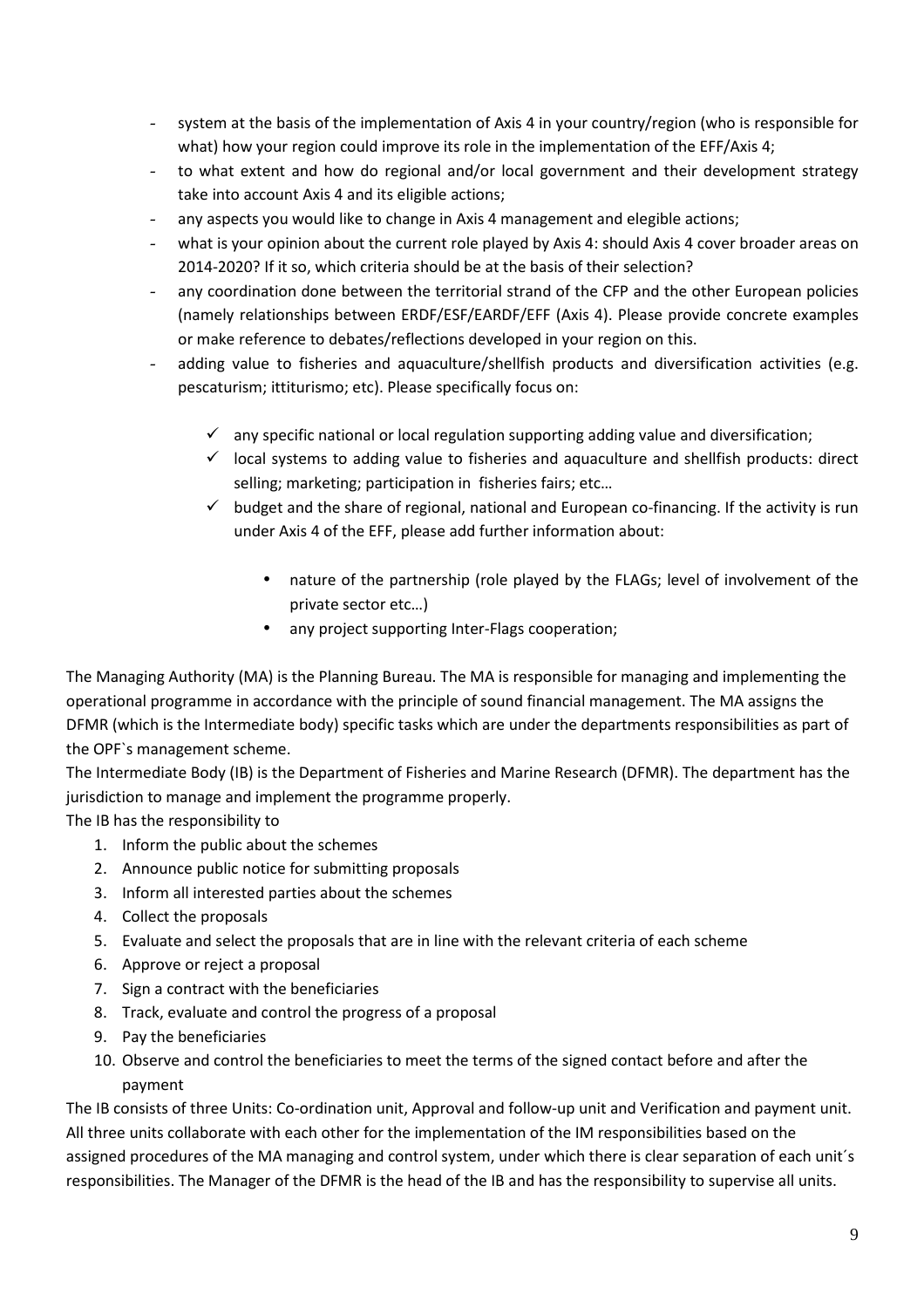- system at the basis of the implementation of Axis 4 in your country/region (who is responsible for what) how your region could improve its role in the implementation of the EFF/Axis 4;
- to what extent and how do regional and/or local government and their development strategy take into account Axis 4 and its eligible actions;
- any aspects you would like to change in Axis 4 management and elegible actions;
- what is your opinion about the current role played by Axis 4: should Axis 4 cover broader areas on 2014-2020? If it so, which criteria should be at the basis of their selection?
- any coordination done between the territorial strand of the CFP and the other European policies (namely relationships between ERDF/ESF/EARDF/EFF (Axis 4). Please provide concrete examples or make reference to debates/reflections developed in your region on this.
- adding value to fisheries and aquaculture/shellfish products and diversification activities (e.g. pescaturism; ittiturismo; etc). Please specifically focus on:
  - ✓ any specific national or local regulation supporting adding value and diversification;
  - ✓ local systems to adding value to fisheries and aquaculture and shellfish products: direct selling; marketing; participation in fisheries fairs; etc…
  - ✓ budget and the share of regional, national and European co-financing. If the activity is run under Axis 4 of the EFF, please add further information about:
    - nature of the partnership (role played by the FLAGs; level of involvement of the private sector etc…)
    - any project supporting Inter-Flags cooperation;

The Managing Authority (MA) is the Planning Bureau. The MA is responsible for managing and implementing the operational programme in accordance with the principle of sound financial management. The MA assigns the DFMR (which is the Intermediate body) specific tasks which are under the departments responsibilities as part of the OPF`s management scheme.

The Intermediate Body (IB) is the Department of Fisheries and Marine Research (DFMR). The department has the jurisdiction to manage and implement the programme properly.

The IB has the responsibility to

1. Inform the public about the schemes
2. Announce public notice for submitting proposals
3. Inform all interested parties about the schemes
4. Collect the proposals
5. Evaluate and select the proposals that are in line with the relevant criteria of each scheme
6. Approve or reject a proposal
7. Sign a contract with the beneficiaries
8. Track, evaluate and control the progress of a proposal
9. Pay the beneficiaries
10. Observe and control the beneficiaries to meet the terms of the signed contact before and after the payment

The IB consists of three Units: Co-ordination unit, Approval and follow-up unit and Verification and payment unit. All three units collaborate with each other for the implementation of the IM responsibilities based on the assigned procedures of the MA managing and control system, under which there is clear separation of each unit´s responsibilities. The Manager of the DFMR is the head of the IB and has the responsibility to supervise all units.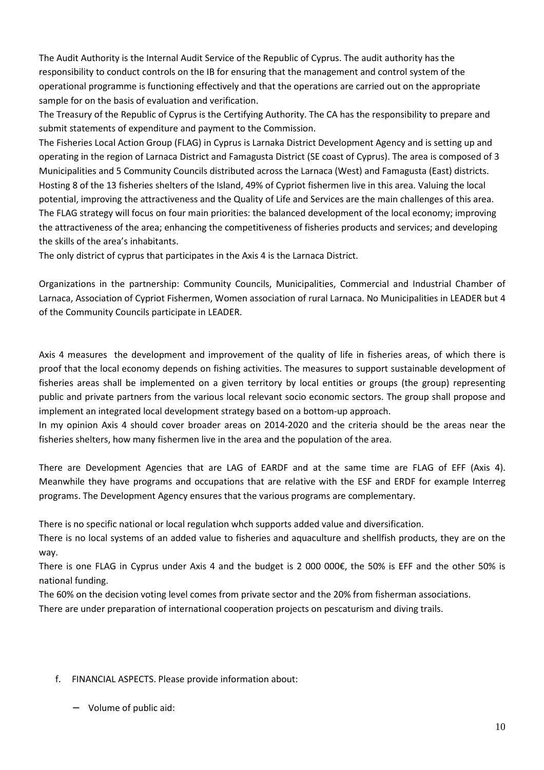The Audit Authority is the Internal Audit Service of the Republic of Cyprus. The audit authority has the responsibility to conduct controls on the IB for ensuring that the management and control system of the operational programme is functioning effectively and that the operations are carried out on the appropriate sample for on the basis of evaluation and verification.

The Treasury of the Republic of Cyprus is the Certifying Authority. The CA has the responsibility to prepare and submit statements of expenditure and payment to the Commission.

The Fisheries Local Action Group (FLAG) in Cyprus is Larnaka District Development Agency and is setting up and operating in the region of Larnaca District and Famagusta District (SE coast of Cyprus). The area is composed of 3 Municipalities and 5 Community Councils distributed across the Larnaca (West) and Famagusta (East) districts. Hosting 8 of the 13 fisheries shelters of the Island, 49% of Cypriot fishermen live in this area. Valuing the local potential, improving the attractiveness and the Quality of Life and Services are the main challenges of this area. The FLAG strategy will focus on four main priorities: the balanced development of the local economy; improving the attractiveness of the area; enhancing the competitiveness of fisheries products and services; and developing the skills of the area's inhabitants.

The only district of cyprus that participates in the Axis 4 is the Larnaca District.

Organizations in the partnership: Community Councils, Municipalities, Commercial and Industrial Chamber of Larnaca, Association of Cypriot Fishermen, Women association of rural Larnaca. No Municipalities in LEADER but 4 of the Community Councils participate in LEADER.

Axis 4 measures the development and improvement of the quality of life in fisheries areas, of which there is proof that the local economy depends on fishing activities. The measures to support sustainable development of fisheries areas shall be implemented on a given territory by local entities or groups (the group) representing public and private partners from the various local relevant socio economic sectors. The group shall propose and implement an integrated local development strategy based on a bottom-up approach.

In my opinion Axis 4 should cover broader areas on 2014-2020 and the criteria should be the areas near the fisheries shelters, how many fishermen live in the area and the population of the area.

There are Development Agencies that are LAG of EARDF and at the same time are FLAG of EFF (Axis 4). Meanwhile they have programs and occupations that are relative with the ESF and ERDF for example Interreg programs. The Development Agency ensures that the various programs are complementary.

There is no specific national or local regulation whch supports added value and diversification.

There is no local systems of an added value to fisheries and aquaculture and shellfish products, they are on the way.

There is one FLAG in Cyprus under Axis 4 and the budget is 2 000 000€, the 50% is EFF and the other 50% is national funding.

The 60% on the decision voting level comes from private sector and the 20% from fisherman associations.

There are under preparation of international cooperation projects on pescaturism and diving trails.

f. FINANCIAL ASPECTS. Please provide information about:

   – Volume of public aid: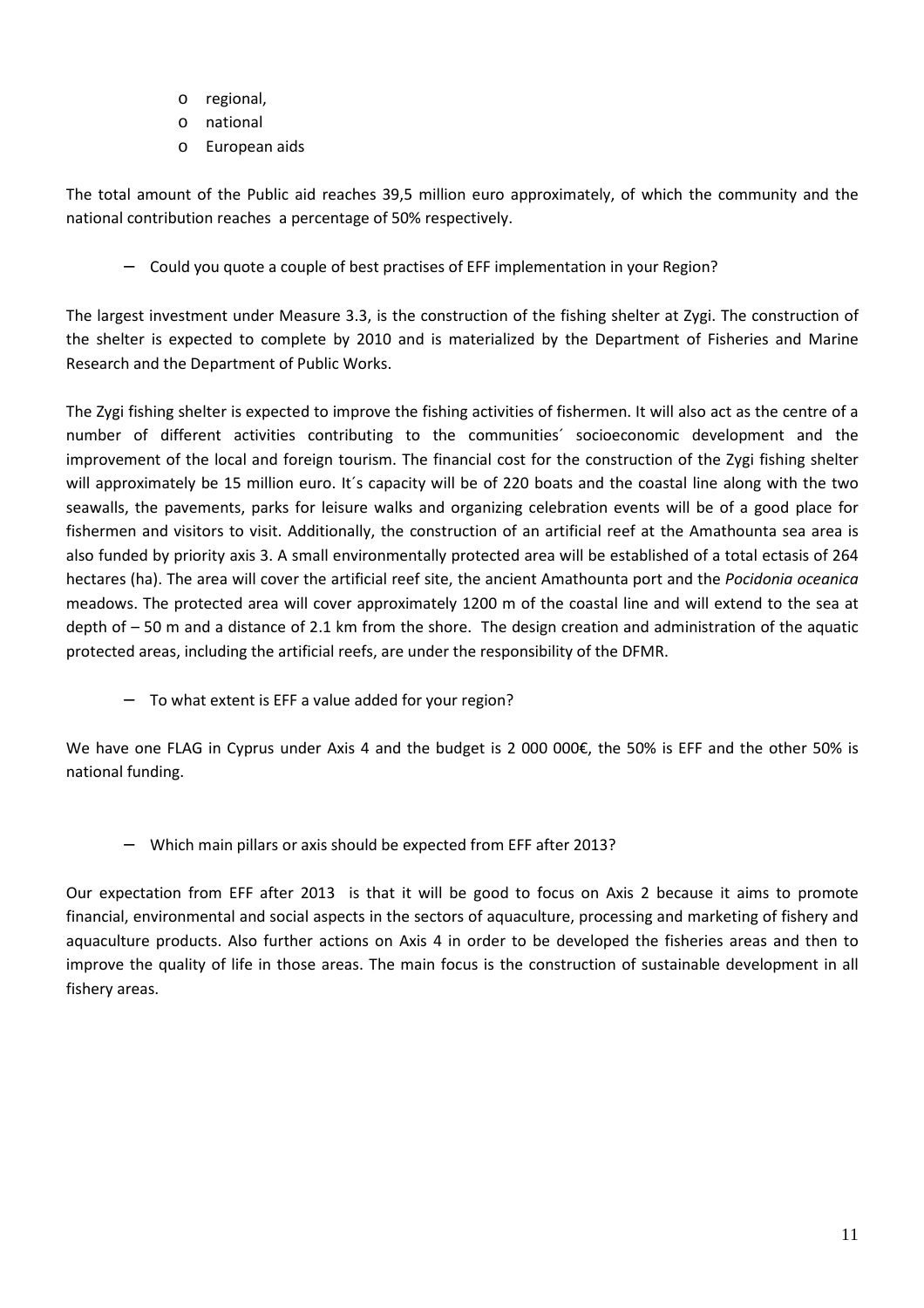- regional,
- national
- European aids

The total amount of the Public aid reaches 39,5 million euro approximately, of which the community and the national contribution reaches a percentage of 50% respectively.

- Could you quote a couple of best practises of EFF implementation in your Region?

The largest investment under Measure 3.3, is the construction of the fishing shelter at Zygi. The construction of the shelter is expected to complete by 2010 and is materialized by the Department of Fisheries and Marine Research and the Department of Public Works.

The Zygi fishing shelter is expected to improve the fishing activities of fishermen. It will also act as the centre of a number of different activities contributing to the communities´ socioeconomic development and the improvement of the local and foreign tourism. The financial cost for the construction of the Zygi fishing shelter will approximately be 15 million euro. It´s capacity will be of 220 boats and the coastal line along with the two seawalls, the pavements, parks for leisure walks and organizing celebration events will be of a good place for fishermen and visitors to visit. Additionally, the construction of an artificial reef at the Amathounta sea area is also funded by priority axis 3. A small environmentally protected area will be established of a total ectasis of 264 hectares (ha). The area will cover the artificial reef site, the ancient Amathounta port and the *Pocidonia oceanica* meadows. The protected area will cover approximately 1200 m of the coastal line and will extend to the sea at depth of – 50 m and a distance of 2.1 km from the shore. The design creation and administration of the aquatic protected areas, including the artificial reefs, are under the responsibility of the DFMR.

- To what extent is EFF a value added for your region?

We have one FLAG in Cyprus under Axis 4 and the budget is 2 000 000€, the 50% is EFF and the other 50% is national funding.

- Which main pillars or axis should be expected from EFF after 2013?

Our expectation from EFF after 2013 is that it will be good to focus on Axis 2 because it aims to promote financial, environmental and social aspects in the sectors of aquaculture, processing and marketing of fishery and aquaculture products. Also further actions on Axis 4 in order to be developed the fisheries areas and then to improve the quality of life in those areas. The main focus is the construction of sustainable development in all fishery areas.